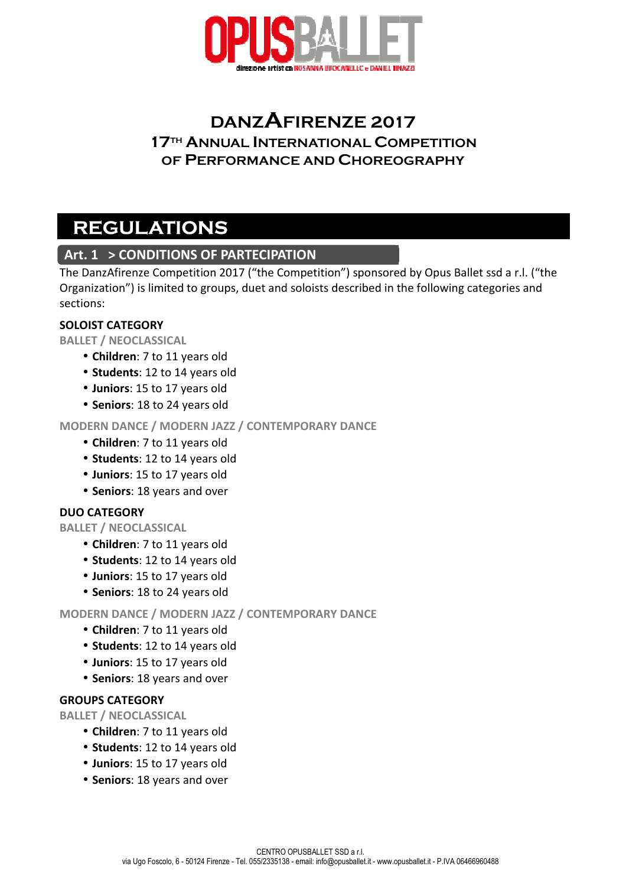# DANZAFIRENZE 2017

## 17TH ANNUAL INTERNATIONAL COMPETITION OF PERFORMANCE AND CHOREOGRAPHY

# REGULATIONS

## Art. 1 > CONDITIONS OF PARTECIPATION

The DanzAfirenze Competition 2017 ("the Competition") sponsored by Opus Ballet ssd a r.l. ("the Organization") is limited to groups, duet and soloists described in the following categories and sections:

**SOLOIST CATEGORY**

BALLET / NEOCLASSICAL

- **Children**: 7 to 11 years old
- **Students**: 12 to 14 years old
- **Juniors**: 15 to 17 years old
- **Seniors**: 18 to 24 years old

MODERN DANCE / MODERN JAZZ / CONTEMPORARY DANCE

- **Children**: 7 to 11 years old
- **Students**: 12 to 14 years old
- **Juniors**: 15 to 17 years old
- **Seniors**: 18 years and over

**DUO CATEGORY**

BALLET / NEOCLASSICAL

- **Children**: 7 to 11 years old
- **Students**: 12 to 14 years old
- **Juniors**: 15 to 17 years old
- **Seniors**: 18 to 24 years old

MODERN DANCE / MODERN JAZZ / CONTEMPORARY DANCE

- **Children**: 7 to 11 years old
- **Students**: 12 to 14 years old
- **Juniors**: 15 to 17 years old
- **Seniors**: 18 years and over

**GROUPS CATEGORY**

BALLET / NEOCLASSICAL

- **Children**: 7 to 11 years old
- **Students**: 12 to 14 years old
- **Juniors**: 15 to 17 years old
- **Seniors**: 18 years and over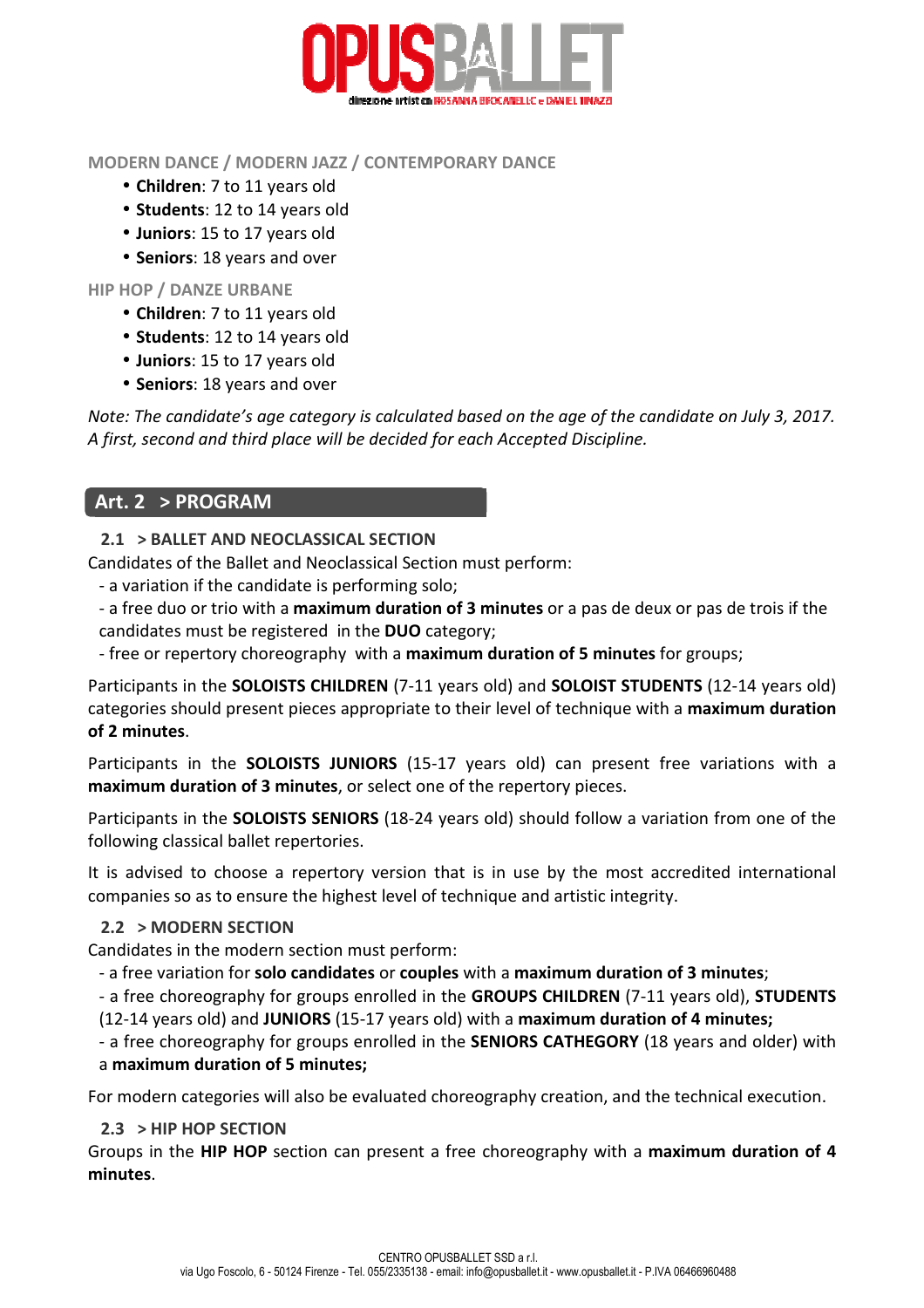MODERN DANCE / MODERN JAZZ / CONTEMPORARY DANCE

- **Children**: 7 to 11 years old
- **Students**: 12 to 14 years old
- **Juniors**: 15 to 17 years old
- **Seniors**: 18 years and over

HIP HOP / DANZE URBANE

- **Children**: 7 to 11 years old
- **Students**: 12 to 14 years old
- **Juniors**: 15 to 17 years old
- **Seniors**: 18 years and over

*Note: The candidate's age category is calculated based on the age of the candidate on July 3, 2017. A first, second and third place will be decided for each Accepted Discipline.*

## Art. 2 > PROGRAM

### 2.1 > BALLET AND NEOCLASSICAL SECTION

Candidates of the Ballet and Neoclassical Section must perform:

- a variation if the candidate is performing solo;
- a free duo or trio with a **maximum duration of 3 minutes** or a pas de deux or pas de trois if the candidates must be registered in the **DUO** category;
- free or repertory choreography with a **maximum duration of 5 minutes** for groups;

Participants in the **SOLOISTS CHILDREN** (7-11 years old) and **SOLOIST STUDENTS** (12-14 years old) categories should present pieces appropriate to their level of technique with a **maximum duration of 2 minutes**.

Participants in the **SOLOISTS JUNIORS** (15-17 years old) can present free variations with a **maximum duration of 3 minutes**, or select one of the repertory pieces.

Participants in the **SOLOISTS SENIORS** (18-24 years old) should follow a variation from one of the following classical ballet repertories.

It is advised to choose a repertory version that is in use by the most accredited international companies so as to ensure the highest level of technique and artistic integrity.

### 2.2 > MODERN SECTION

Candidates in the modern section must perform:

- a free variation for **solo candidates** or **couples** with a **maximum duration of 3 minutes**;
- a free choreography for groups enrolled in the **GROUPS CHILDREN** (7-11 years old), **STUDENTS** (12-14 years old) and **JUNIORS** (15-17 years old) with a **maximum duration of 4 minutes;**
- a free choreography for groups enrolled in the **SENIORS CATHEGORY** (18 years and older) with a **maximum duration of 5 minutes;**

For modern categories will also be evaluated choreography creation, and the technical execution.

### 2.3 > HIP HOP SECTION

Groups in the **HIP HOP** section can present a free choreography with a **maximum duration of 4 minutes**.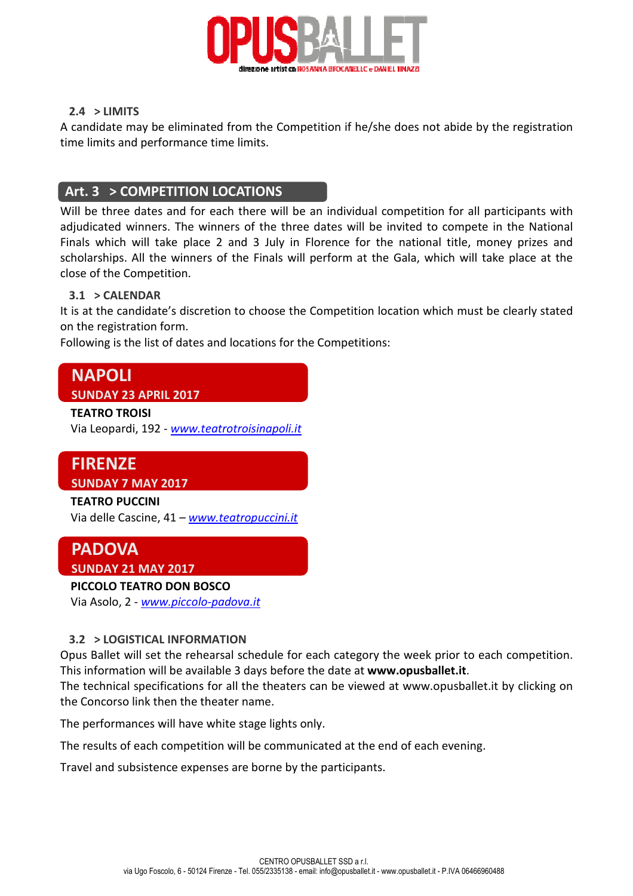### 2.4 > LIMITS

A candidate may be eliminated from the Competition if he/she does not abide by the registration time limits and performance time limits.

## Art. 3 > COMPETITION LOCATIONS

Will be three dates and for each there will be an individual competition for all participants with adjudicated winners. The winners of the three dates will be invited to compete in the National Finals which will take place 2 and 3 July in Florence for the national title, money prizes and scholarships. All the winners of the Finals will perform at the Gala, which will take place at the close of the Competition.

### 3.1 > CALENDAR

It is at the candidate's discretion to choose the Competition location which must be clearly stated on the registration form.

Following is the list of dates and locations for the Competitions:

**NAPOLI**
**SUNDAY 23 APRIL 2017**

**TEATRO TROISI**
Via Leopardi, 192 - *www.teatrotroisinapoli.it*

**FIRENZE**
**SUNDAY 7 MAY 2017**

**TEATRO PUCCINI**
Via delle Cascine, 41 – *www.teatropuccini.it*

**PADOVA**
**SUNDAY 21 MAY 2017**

**PICCOLO TEATRO DON BOSCO**
Via Asolo, 2 - *www.piccolo-padova.it*

### 3.2 > LOGISTICAL INFORMATION

Opus Ballet will set the rehearsal schedule for each category the week prior to each competition. This information will be available 3 days before the date at **www.opusballet.it**.
The technical specifications for all the theaters can be viewed at www.opusballet.it by clicking on the Concorso link then the theater name.

The performances will have white stage lights only.

The results of each competition will be communicated at the end of each evening.

Travel and subsistence expenses are borne by the participants.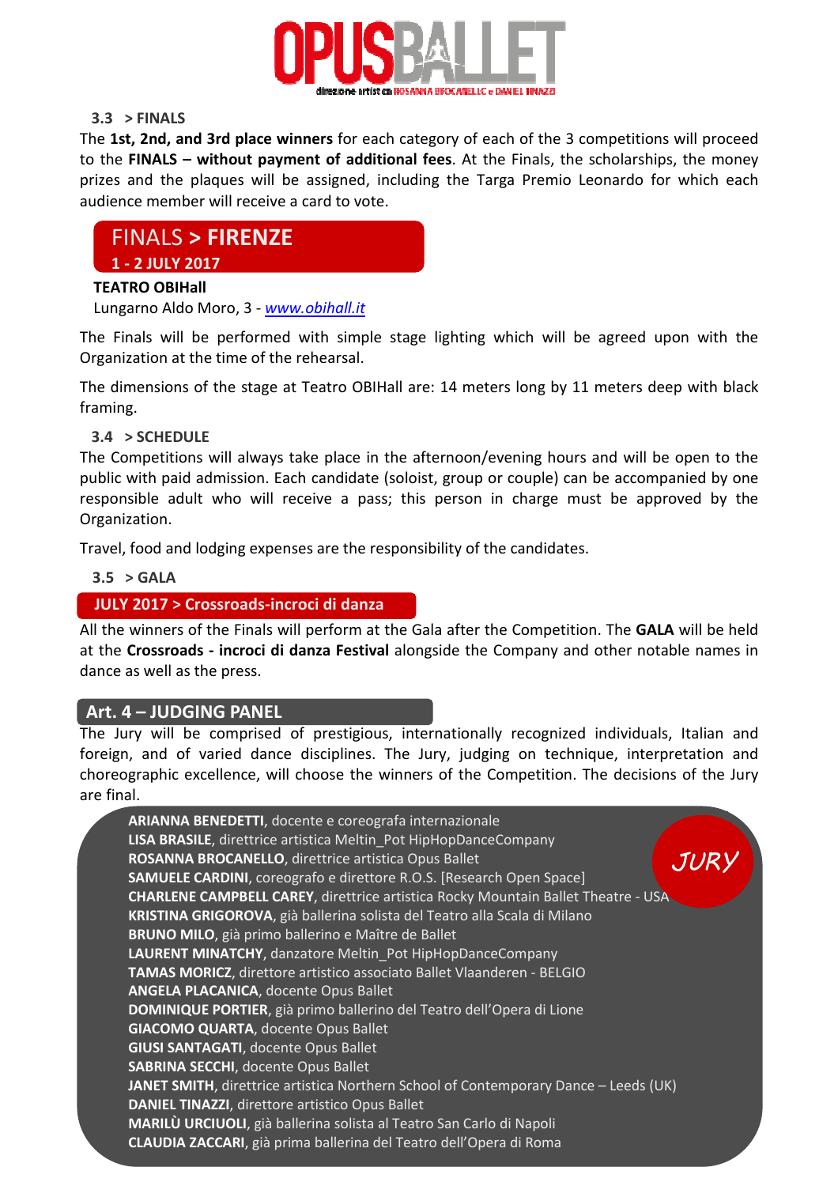### 3.3 > FINALS

The **1st, 2nd, and 3rd place winners** for each category of each of the 3 competitions will proceed to the **FINALS – without payment of additional fees**. At the Finals, the scholarships, the money prizes and the plaques will be assigned, including the Targa Premio Leonardo for which each audience member will receive a card to vote.

## FINALS > FIRENZE

**1 - 2 JULY 2017**

**TEATRO OBIHall**

Lungarno Aldo Moro, 3 - *www.obihall.it*

The Finals will be performed with simple stage lighting which will be agreed upon with the Organization at the time of the rehearsal.

The dimensions of the stage at Teatro OBIHall are: 14 meters long by 11 meters deep with black framing.

### 3.4 > SCHEDULE

The Competitions will always take place in the afternoon/evening hours and will be open to the public with paid admission. Each candidate (soloist, group or couple) can be accompanied by one responsible adult who will receive a pass; this person in charge must be approved by the Organization.

Travel, food and lodging expenses are the responsibility of the candidates.

### 3.5 > GALA

**JULY 2017 > Crossroads-incroci di danza**

All the winners of the Finals will perform at the Gala after the Competition. The **GALA** will be held at the **Crossroads - incroci di danza Festival** alongside the Company and other notable names in dance as well as the press.

## Art. 4 – JUDGING PANEL

The Jury will be comprised of prestigious, internationally recognized individuals, Italian and foreign, and of varied dance disciplines. The Jury, judging on technique, interpretation and choreographic excellence, will choose the winners of the Competition. The decisions of the Jury are final.

*JURY*

**ARIANNA BENEDETTI**, docente e coreografa internazionale
**LISA BRASILE**, direttrice artistica Meltin_Pot HipHopDanceCompany
**ROSANNA BROCANELLO**, direttrice artistica Opus Ballet
**SAMUELE CARDINI**, coreografo e direttore R.O.S. [Research Open Space]
**CHARLENE CAMPBELL CAREY**, direttrice artistica Rocky Mountain Ballet Theatre - USA
**KRISTINA GRIGOROVA**, già ballerina solista del Teatro alla Scala di Milano
**BRUNO MILO**, già primo ballerino e Maître de Ballet
**LAURENT MINATCHY**, danzatore Meltin_Pot HipHopDanceCompany
**TAMAS MORICZ**, direttore artistico associato Ballet Vlaanderen - BELGIO
**ANGELA PLACANICA**, docente Opus Ballet
**DOMINIQUE PORTIER**, già primo ballerino del Teatro dell'Opera di Lione
**GIACOMO QUARTA**, docente Opus Ballet
**GIUSI SANTAGATI**, docente Opus Ballet
**SABRINA SECCHI**, docente Opus Ballet
**JANET SMITH**, direttrice artistica Northern School of Contemporary Dance – Leeds (UK)
**DANIEL TINAZZI**, direttore artistico Opus Ballet
**MARILÙ URCIUOLI**, già ballerina solista al Teatro San Carlo di Napoli
**CLAUDIA ZACCARI**, già prima ballerina del Teatro dell'Opera di Roma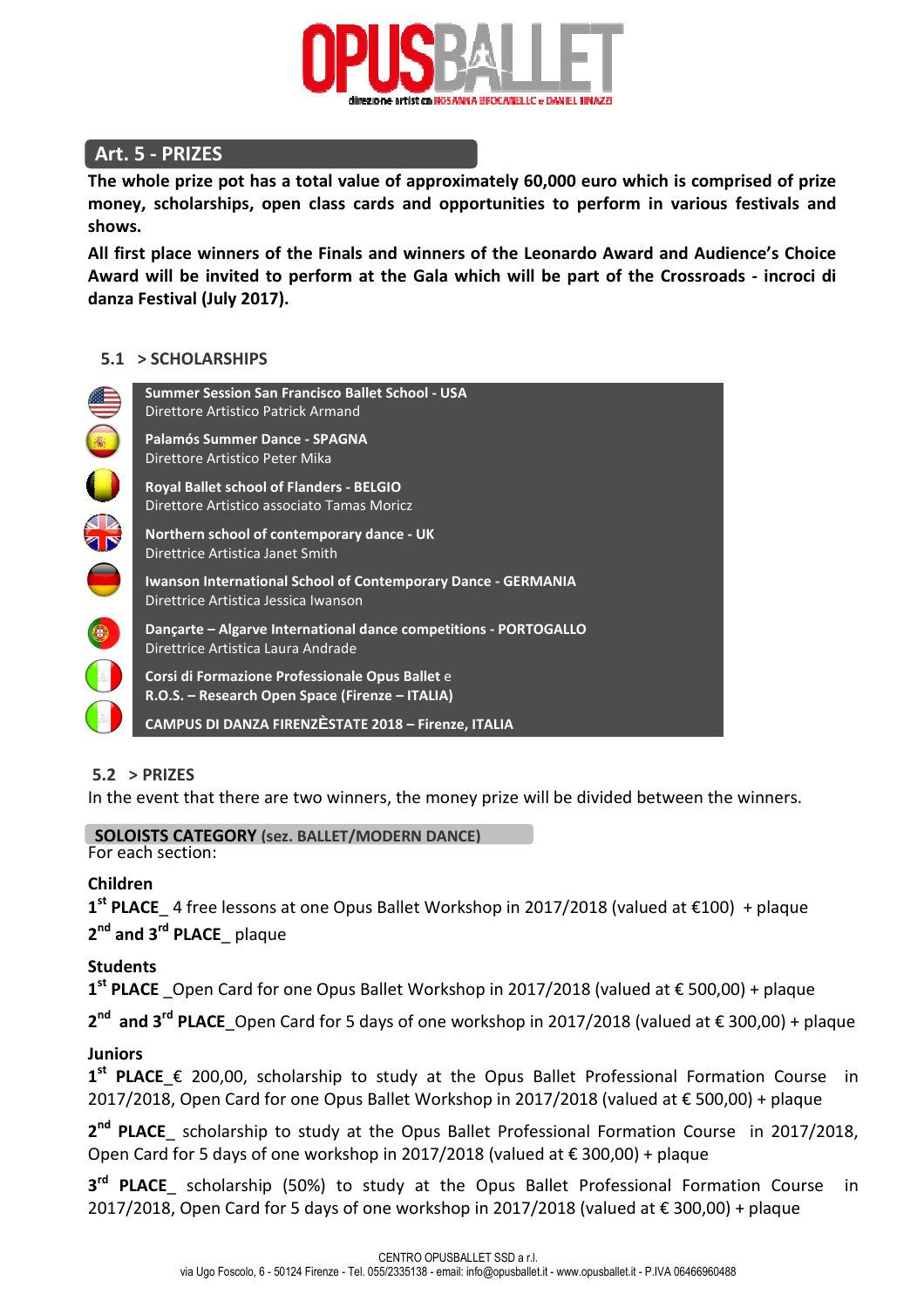## Art. 5 - PRIZES

**The whole prize pot has a total value of approximately 60,000 euro which is comprised of prize money, scholarships, open class cards and opportunities to perform in various festivals and shows.**

**All first place winners of the Finals and winners of the Leonardo Award and Audience's Choice Award will be invited to perform at the Gala which will be part of the Crossroads - incroci di danza Festival (July 2017).**

### 5.1 > SCHOLARSHIPS

- **Summer Session San Francisco Ballet School - USA**
  Direttore Artistico Patrick Armand
- **Palamós Summer Dance - SPAGNA**
  Direttore Artistico Peter Mika
- **Royal Ballet school of Flanders - BELGIO**
  Direttore Artistico associato Tamas Moricz
- **Northern school of contemporary dance - UK**
  Direttrice Artistica Janet Smith
- **Iwanson International School of Contemporary Dance - GERMANIA**
  Direttrice Artistica Jessica Iwanson
- **Dançarte – Algarve International dance competitions - PORTOGALLO**
  Direttrice Artistica Laura Andrade
- **Corsi di Formazione Professionale Opus Ballet** e
  **R.O.S. – Research Open Space (Firenze – ITALIA)**
- **CAMPUS DI DANZA FIRENZÈSTATE 2018 – Firenze, ITALIA**

### 5.2 > PRIZES

In the event that there are two winners, the money prize will be divided between the winners.

**SOLOISTS CATEGORY (sez. BALLET/MODERN DANCE)**
For each section:

**Children**

**1st PLACE**_ 4 free lessons at one Opus Ballet Workshop in 2017/2018 (valued at €100) + plaque

**2nd and 3rd PLACE**_ plaque

**Students**

**1st PLACE** _Open Card for one Opus Ballet Workshop in 2017/2018 (valued at € 500,00) + plaque

**2nd and 3rd PLACE**_Open Card for 5 days of one workshop in 2017/2018 (valued at € 300,00) + plaque

**Juniors**

**1st PLACE**_€ 200,00, scholarship to study at the Opus Ballet Professional Formation Course in 2017/2018, Open Card for one Opus Ballet Workshop in 2017/2018 (valued at € 500,00) + plaque

**2nd PLACE**_ scholarship to study at the Opus Ballet Professional Formation Course in 2017/2018, Open Card for 5 days of one workshop in 2017/2018 (valued at € 300,00) + plaque

**3rd PLACE**_ scholarship (50%) to study at the Opus Ballet Professional Formation Course in 2017/2018, Open Card for 5 days of one workshop in 2017/2018 (valued at € 300,00) + plaque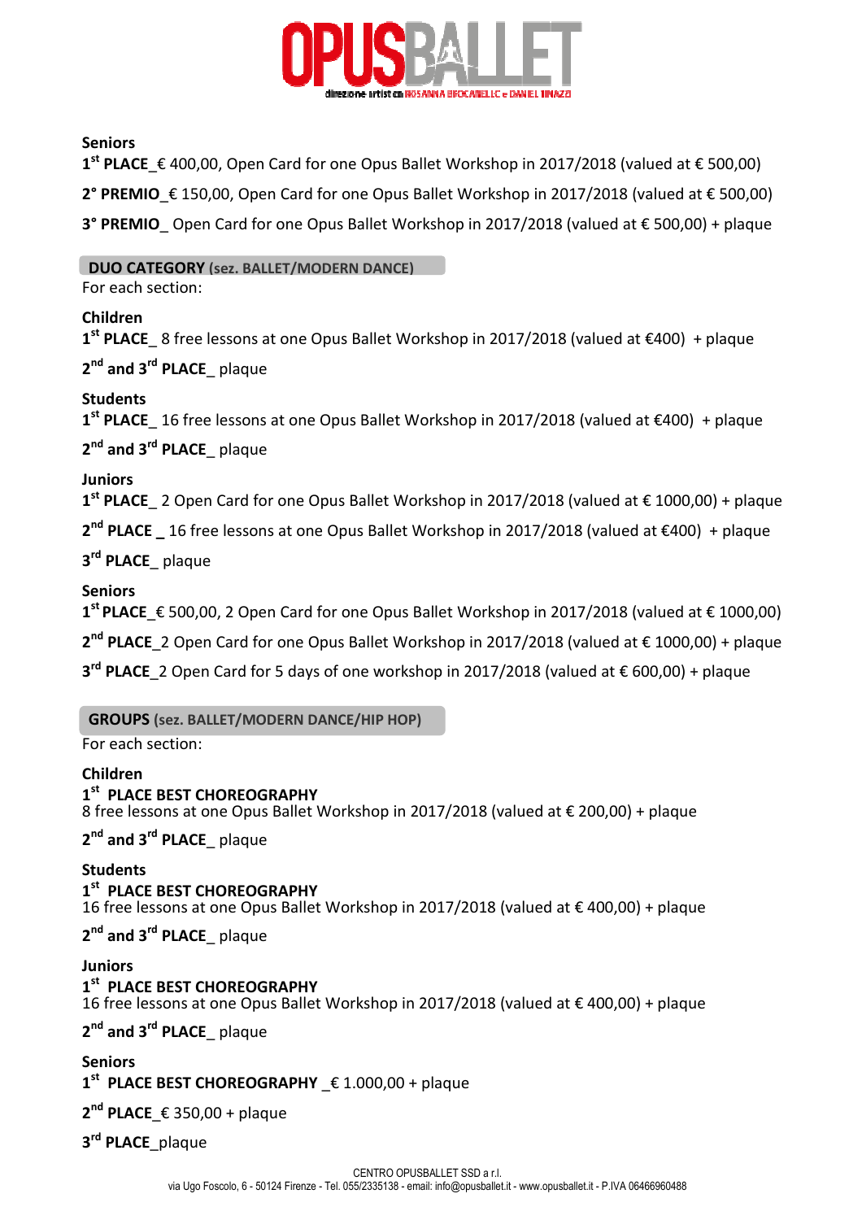### Seniors

**1st PLACE**_€ 400,00, Open Card for one Opus Ballet Workshop in 2017/2018 (valued at € 500,00)

**2° PREMIO**_€ 150,00, Open Card for one Opus Ballet Workshop in 2017/2018 (valued at € 500,00)

**3° PREMIO**_ Open Card for one Opus Ballet Workshop in 2017/2018 (valued at € 500,00) + plaque

## DUO CATEGORY (sez. BALLET/MODERN DANCE)

For each section:

### Children

**1st PLACE**_ 8 free lessons at one Opus Ballet Workshop in 2017/2018 (valued at €400) + plaque

**2nd and 3rd PLACE**_ plaque

### Students

**1st PLACE**_ 16 free lessons at one Opus Ballet Workshop in 2017/2018 (valued at €400) + plaque

**2nd and 3rd PLACE**_ plaque

### Juniors

**1st PLACE**_ 2 Open Card for one Opus Ballet Workshop in 2017/2018 (valued at € 1000,00) + plaque

**2nd PLACE** _ 16 free lessons at one Opus Ballet Workshop in 2017/2018 (valued at €400) + plaque

**3rd PLACE**_ plaque

### Seniors

**1st PLACE**_€ 500,00, 2 Open Card for one Opus Ballet Workshop in 2017/2018 (valued at € 1000,00)

**2nd PLACE**_2 Open Card for one Opus Ballet Workshop in 2017/2018 (valued at € 1000,00) + plaque

**3rd PLACE**_2 Open Card for 5 days of one workshop in 2017/2018 (valued at € 600,00) + plaque

## GROUPS (sez. BALLET/MODERN DANCE/HIP HOP)

For each section:

### Children

**1st PLACE BEST CHOREOGRAPHY**
8 free lessons at one Opus Ballet Workshop in 2017/2018 (valued at € 200,00) + plaque

**2nd and 3rd PLACE**_ plaque

### Students

**1st PLACE BEST CHOREOGRAPHY**
16 free lessons at one Opus Ballet Workshop in 2017/2018 (valued at € 400,00) + plaque

**2nd and 3rd PLACE**_ plaque

### Juniors

**1st PLACE BEST CHOREOGRAPHY**
16 free lessons at one Opus Ballet Workshop in 2017/2018 (valued at € 400,00) + plaque

**2nd and 3rd PLACE**_ plaque

### Seniors

**1st PLACE BEST CHOREOGRAPHY** _€ 1.000,00 + plaque

**2nd PLACE**_€ 350,00 + plaque

**3rd PLACE**_plaque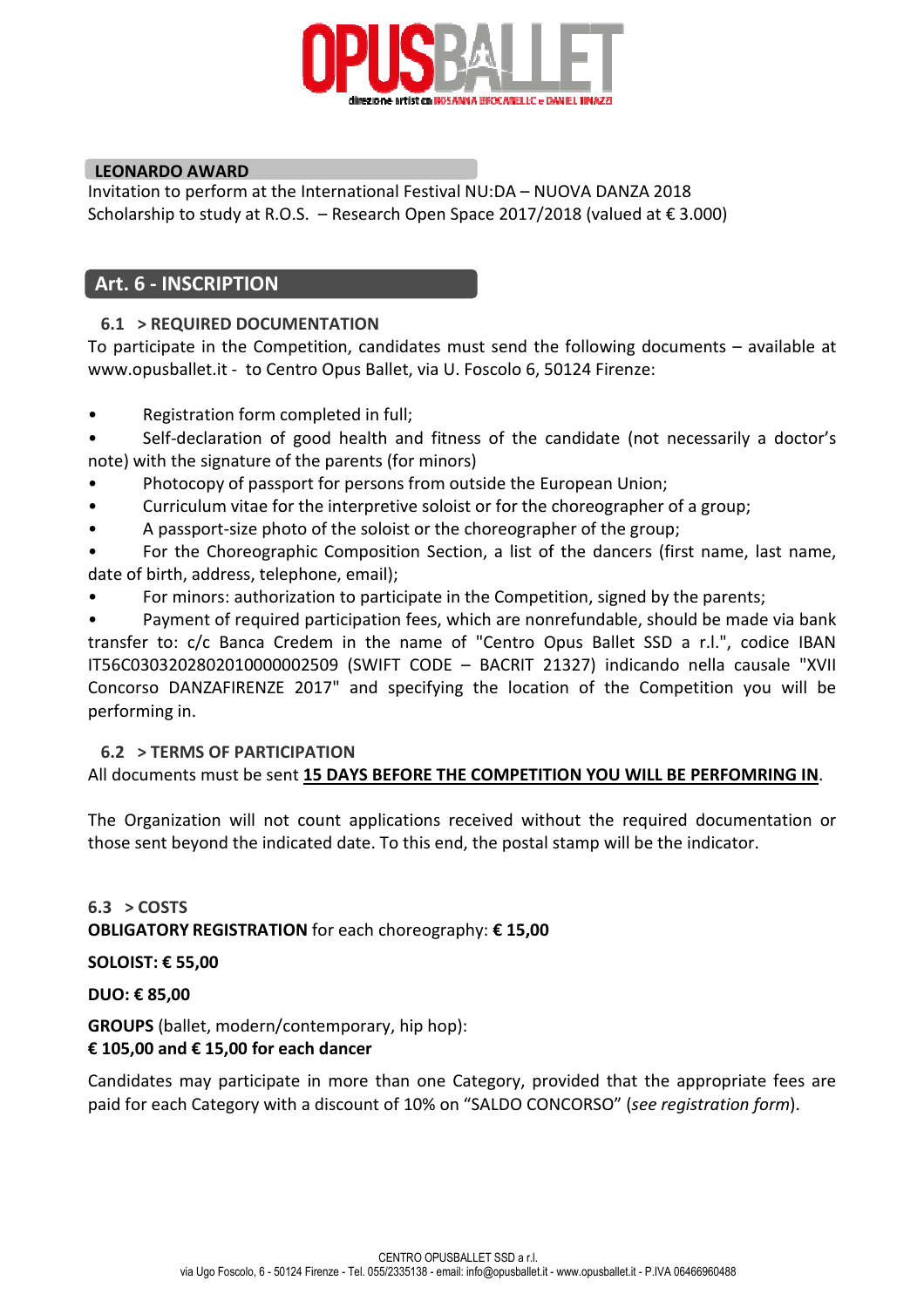### LEONARDO AWARD

Invitation to perform at the International Festival NU:DA – NUOVA DANZA 2018
Scholarship to study at R.O.S. – Research Open Space 2017/2018 (valued at € 3.000)

## Art. 6 - INSCRIPTION

### 6.1 > REQUIRED DOCUMENTATION

To participate in the Competition, candidates must send the following documents – available at www.opusballet.it - to Centro Opus Ballet, via U. Foscolo 6, 50124 Firenze:

- Registration form completed in full;
- Self-declaration of good health and fitness of the candidate (not necessarily a doctor's note) with the signature of the parents (for minors)
- Photocopy of passport for persons from outside the European Union;
- Curriculum vitae for the interpretive soloist or for the choreographer of a group;
- A passport-size photo of the soloist or the choreographer of the group;
- For the Choreographic Composition Section, a list of the dancers (first name, last name, date of birth, address, telephone, email);
- For minors: authorization to participate in the Competition, signed by the parents;
- Payment of required participation fees, which are nonrefundable, should be made via bank transfer to: c/c Banca Credem in the name of "Centro Opus Ballet SSD a r.l.", codice IBAN IT56C0303202802010000002509 (SWIFT CODE – BACRIT 21327) indicando nella causale "XVII Concorso DANZAFIRENZE 2017" and specifying the location of the Competition you will be performing in.

### 6.2 > TERMS OF PARTICIPATION

All documents must be sent **15 DAYS BEFORE THE COMPETITION YOU WILL BE PERFOMRING IN**.

The Organization will not count applications received without the required documentation or those sent beyond the indicated date. To this end, the postal stamp will be the indicator.

### 6.3 > COSTS

**OBLIGATORY REGISTRATION** for each choreography: **€ 15,00**

**SOLOIST: € 55,00**

**DUO: € 85,00**

**GROUPS** (ballet, modern/contemporary, hip hop):
**€ 105,00 and € 15,00 for each dancer**

Candidates may participate in more than one Category, provided that the appropriate fees are paid for each Category with a discount of 10% on "SALDO CONCORSO" (*see registration form*).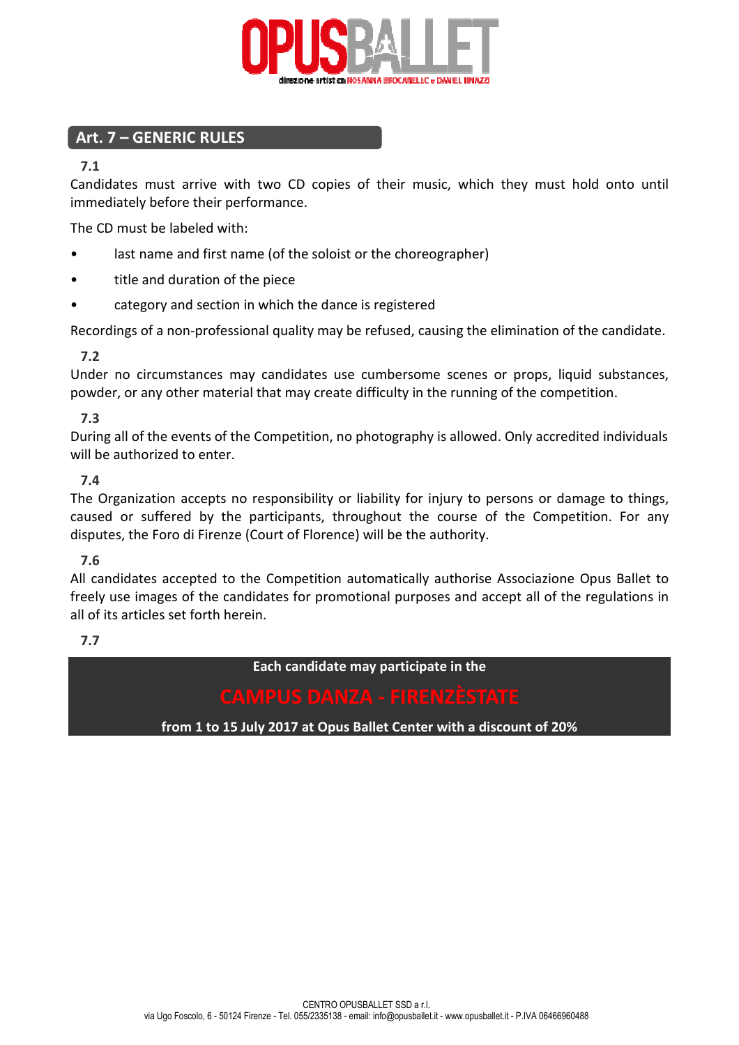## Art. 7 – GENERIC RULES

**7.1**

Candidates must arrive with two CD copies of their music, which they must hold onto until immediately before their performance.

The CD must be labeled with:

- last name and first name (of the soloist or the choreographer)
- title and duration of the piece
- category and section in which the dance is registered

Recordings of a non-professional quality may be refused, causing the elimination of the candidate.

**7.2**

Under no circumstances may candidates use cumbersome scenes or props, liquid substances, powder, or any other material that may create difficulty in the running of the competition.

**7.3**

During all of the events of the Competition, no photography is allowed. Only accredited individuals will be authorized to enter.

**7.4**

The Organization accepts no responsibility or liability for injury to persons or damage to things, caused or suffered by the participants, throughout the course of the Competition. For any disputes, the Foro di Firenze (Court of Florence) will be the authority.

**7.6**

All candidates accepted to the Competition automatically authorise Associazione Opus Ballet to freely use images of the candidates for promotional purposes and accept all of the regulations in all of its articles set forth herein.

**7.7**

**Each candidate may participate in the**

**CAMPUS DANZA - FIRENZÈSTATE**

**from 1 to 15 July 2017 at Opus Ballet Center with a discount of 20%**